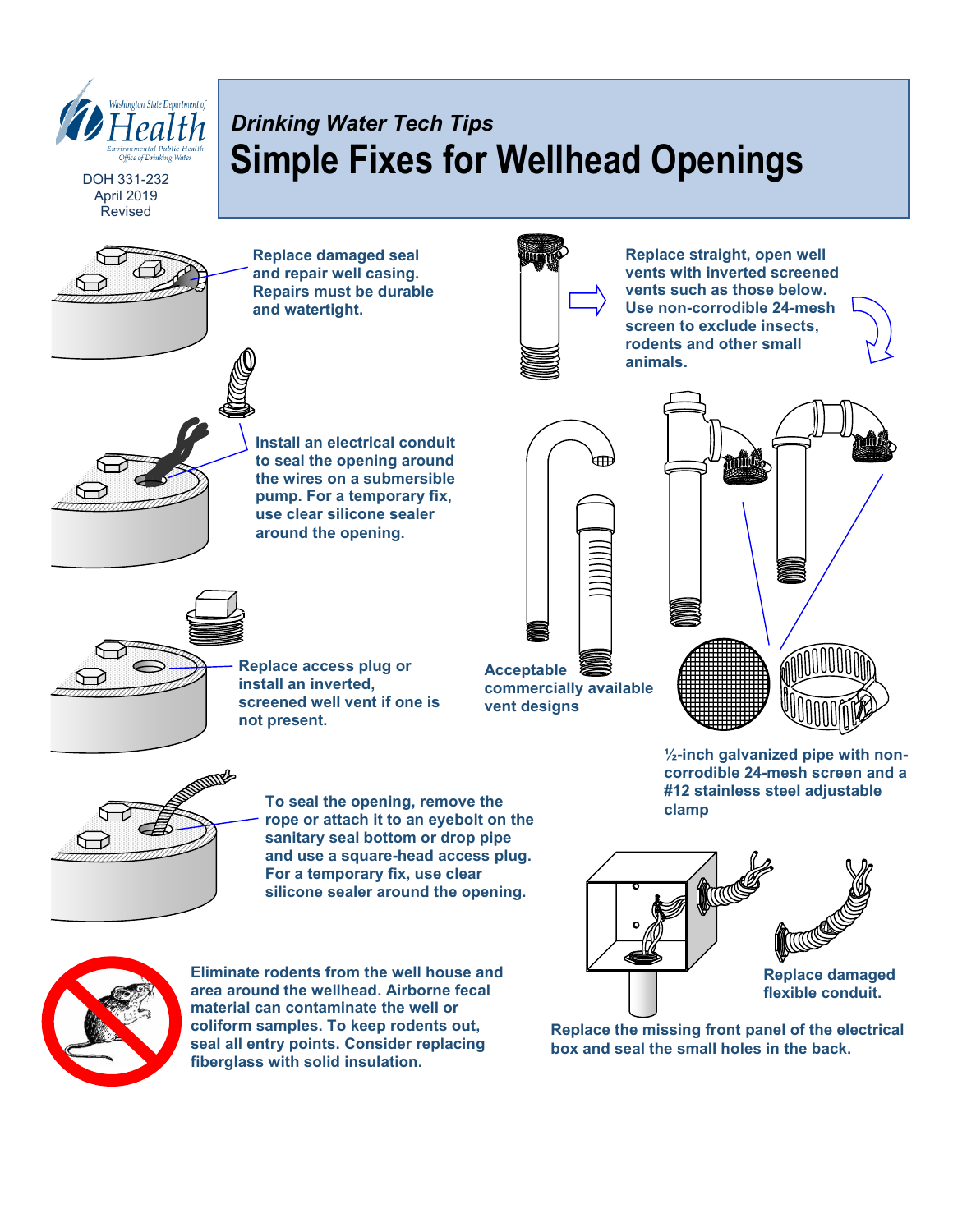Washington State Department of Health
Environmental Public Health
Office of Drinking Water

DOH 331-232
April 2019
Revised

*Drinking Water Tech Tips*

# Simple Fixes for Wellhead Openings

**Replace damaged seal and repair well casing. Repairs must be durable and watertight.**

**Install an electrical conduit to seal the opening around the wires on a submersible pump. For a temporary fix, use clear silicone sealer around the opening.**

**Replace access plug or install an inverted, screened well vent if one is not present.**

**To seal the opening, remove the rope or attach it to an eyebolt on the sanitary seal bottom or drop pipe and use a square-head access plug. For a temporary fix, use clear silicone sealer around the opening.**

**Eliminate rodents from the well house and area around the wellhead. Airborne fecal material can contaminate the well or coliform samples. To keep rodents out, seal all entry points. Consider replacing fiberglass with solid insulation.**

**Replace straight, open well vents with inverted screened vents such as those below. Use non-corrodible 24-mesh screen to exclude insects, rodents and other small animals.**

**Acceptable commercially available vent designs**

**½-inch galvanized pipe with non-corrodible 24-mesh screen and a #12 stainless steel adjustable clamp**

**Replace damaged flexible conduit.**

**Replace the missing front panel of the electrical box and seal the small holes in the back.**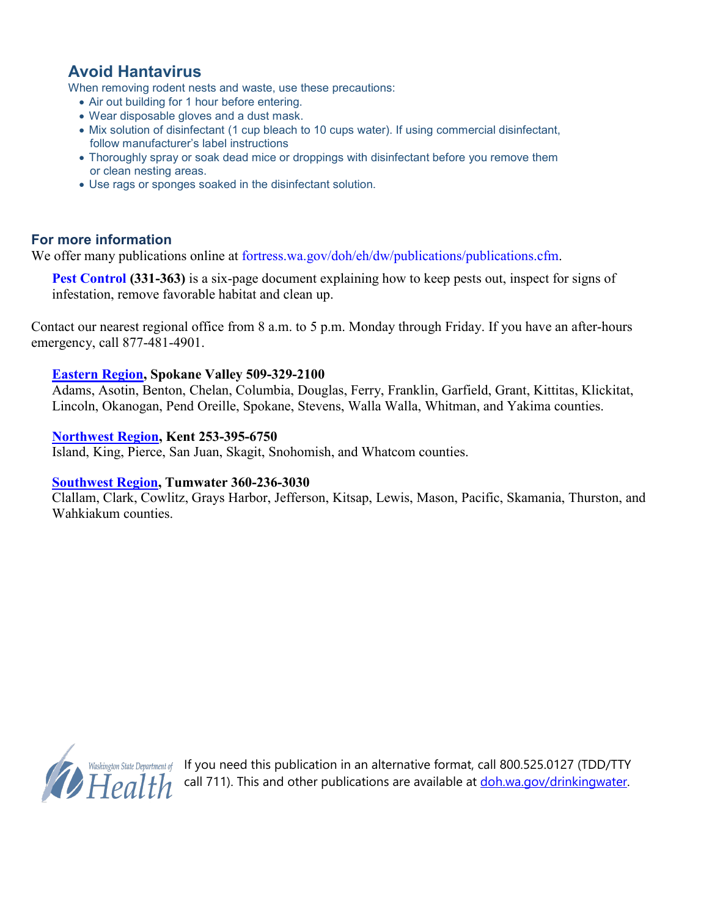## Avoid Hantavirus

When removing rodent nests and waste, use these precautions:

- Air out building for 1 hour before entering.
- Wear disposable gloves and a dust mask.
- Mix solution of disinfectant (1 cup bleach to 10 cups water). If using commercial disinfectant, follow manufacturer's label instructions
- Thoroughly spray or soak dead mice or droppings with disinfectant before you remove them or clean nesting areas.
- Use rags or sponges soaked in the disinfectant solution.

### For more information

We offer many publications online at fortress.wa.gov/doh/eh/dw/publications/publications.cfm.

**Pest Control (331-363)** is a six-page document explaining how to keep pests out, inspect for signs of infestation, remove favorable habitat and clean up.

Contact our nearest regional office from 8 a.m. to 5 p.m. Monday through Friday. If you have an after-hours emergency, call 877-481-4901.

**Eastern Region, Spokane Valley 509-329-2100**
Adams, Asotin, Benton, Chelan, Columbia, Douglas, Ferry, Franklin, Garfield, Grant, Kittitas, Klickitat, Lincoln, Okanogan, Pend Oreille, Spokane, Stevens, Walla Walla, Whitman, and Yakima counties.

**Northwest Region, Kent 253-395-6750**
Island, King, Pierce, San Juan, Skagit, Snohomish, and Whatcom counties.

**Southwest Region, Tumwater 360-236-3030**
Clallam, Clark, Cowlitz, Grays Harbor, Jefferson, Kitsap, Lewis, Mason, Pacific, Skamania, Thurston, and Wahkiakum counties.

Washington State Department of Health

If you need this publication in an alternative format, call 800.525.0127 (TDD/TTY call 711). This and other publications are available at doh.wa.gov/drinkingwater.